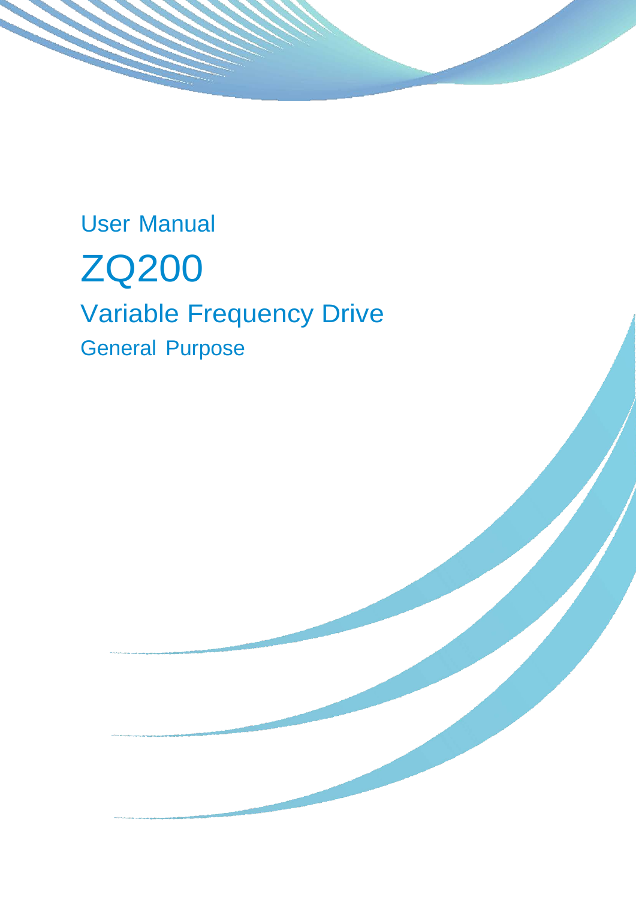User Manual

# ZQ200

## Variable Frequency Drive

General Purpose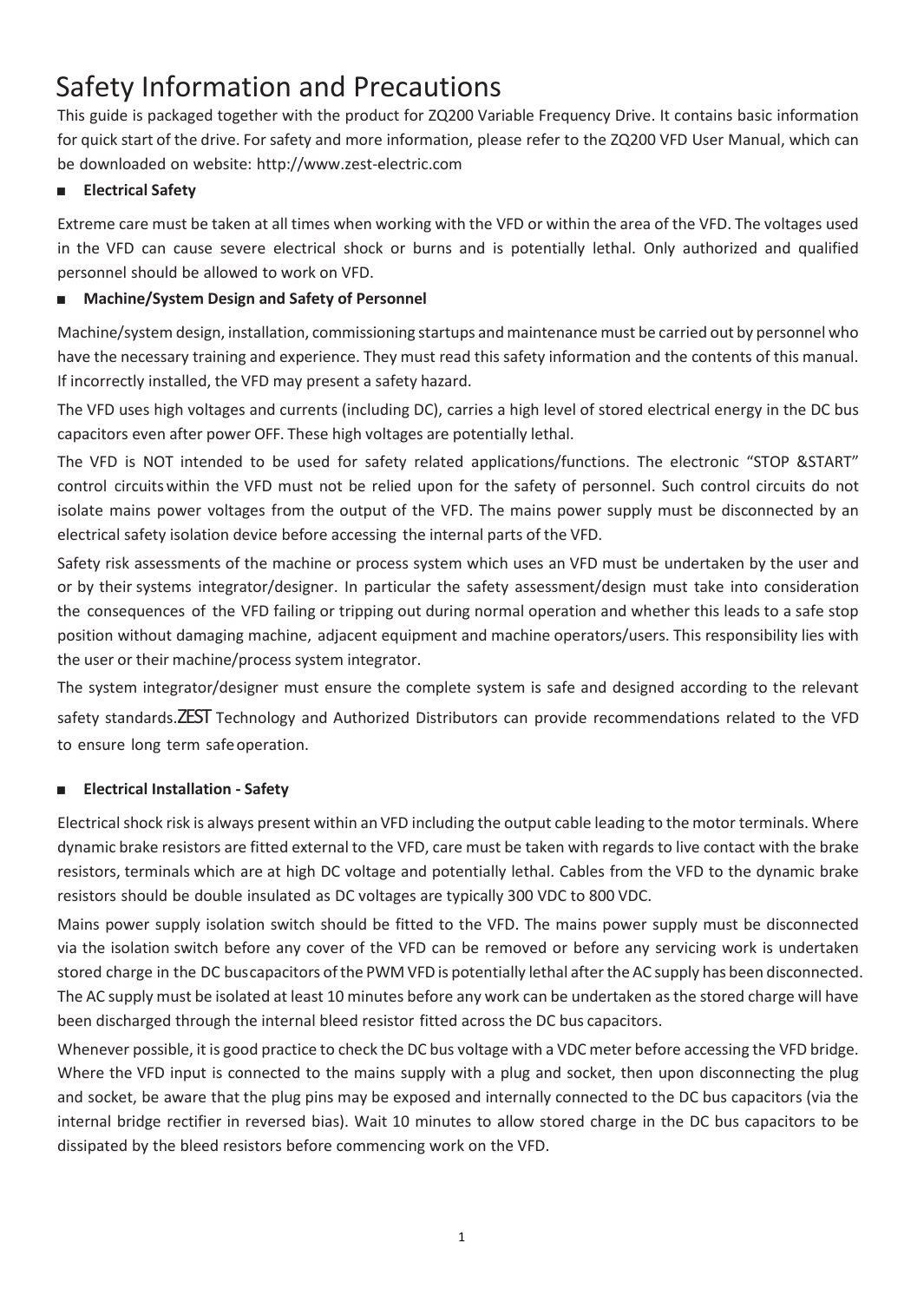# Safety Information and Precautions

This guide is packaged together with the product for ZQ200 Variable Frequency Drive. It contains basic information for quick start of the drive. For safety and more information, please refer to the ZQ200 VFD User Manual, which can be downloaded on website: http://www.zest-electric.com

■ **Electrical Safety**

Extreme care must be taken at all times when working with the VFD or within the area of the VFD. The voltages used in the VFD can cause severe electrical shock or burns and is potentially lethal. Only authorized and qualified personnel should be allowed to work on VFD.

■ **Machine/System Design and Safety of Personnel**

Machine/system design, installation, commissioning startups and maintenance must be carried out by personnel who have the necessary training and experience. They must read this safety information and the contents of this manual. If incorrectly installed, the VFD may present a safety hazard.

The VFD uses high voltages and currents (including DC), carries a high level of stored electrical energy in the DC bus capacitors even after power OFF. These high voltages are potentially lethal.

The VFD is NOT intended to be used for safety related applications/functions. The electronic "STOP &START" control circuits within the VFD must not be relied upon for the safety of personnel. Such control circuits do not isolate mains power voltages from the output of the VFD. The mains power supply must be disconnected by an electrical safety isolation device before accessing the internal parts of the VFD.

Safety risk assessments of the machine or process system which uses an VFD must be undertaken by the user and or by their systems integrator/designer. In particular the safety assessment/design must take into consideration the consequences of the VFD failing or tripping out during normal operation and whether this leads to a safe stop position without damaging machine, adjacent equipment and machine operators/users. This responsibility lies with the user or their machine/process system integrator.

The system integrator/designer must ensure the complete system is safe and designed according to the relevant safety standards.ZEST Technology and Authorized Distributors can provide recommendations related to the VFD to ensure long term safe operation.

■ **Electrical Installation - Safety**

Electrical shock risk is always present within an VFD including the output cable leading to the motor terminals. Where dynamic brake resistors are fitted external to the VFD, care must be taken with regards to live contact with the brake resistors, terminals which are at high DC voltage and potentially lethal. Cables from the VFD to the dynamic brake resistors should be double insulated as DC voltages are typically 300 VDC to 800 VDC.

Mains power supply isolation switch should be fitted to the VFD. The mains power supply must be disconnected via the isolation switch before any cover of the VFD can be removed or before any servicing work is undertaken stored charge in the DC buscapacitors of the PWM VFD is potentially lethal after the AC supply has been disconnected. The AC supply must be isolated at least 10 minutes before any work can be undertaken as the stored charge will have been discharged through the internal bleed resistor fitted across the DC bus capacitors.

Whenever possible, it is good practice to check the DC bus voltage with a VDC meter before accessing the VFD bridge. Where the VFD input is connected to the mains supply with a plug and socket, then upon disconnecting the plug and socket, be aware that the plug pins may be exposed and internally connected to the DC bus capacitors (via the internal bridge rectifier in reversed bias). Wait 10 minutes to allow stored charge in the DC bus capacitors to be dissipated by the bleed resistors before commencing work on the VFD.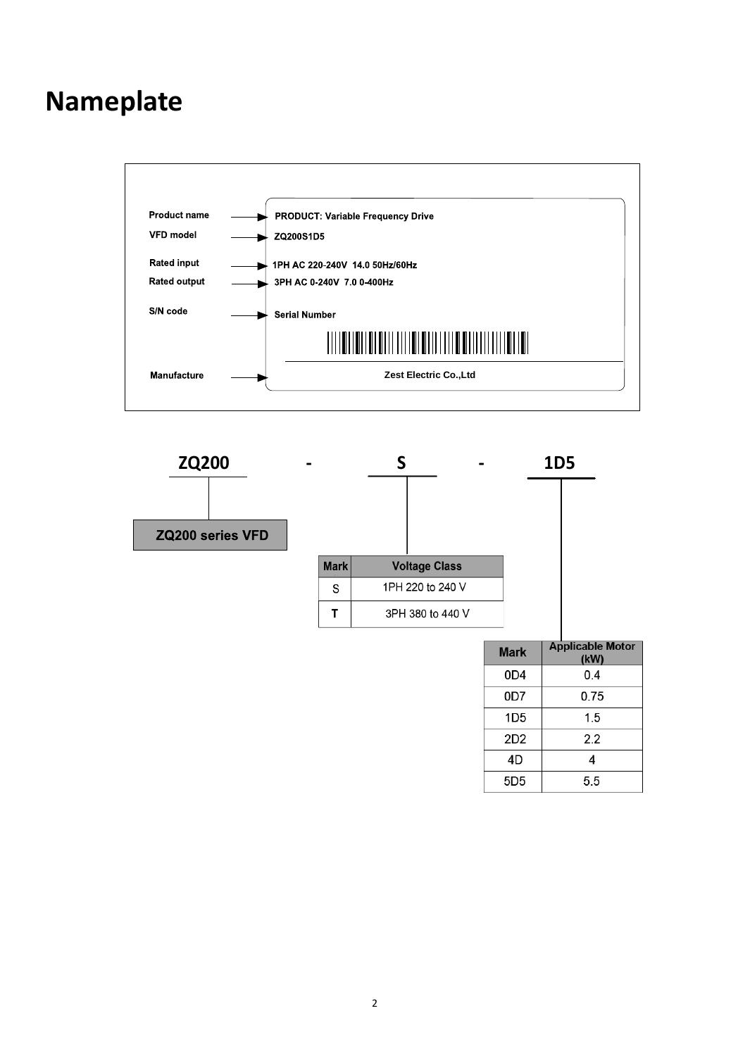# Nameplate

| | |
|---|---|
| Product name | PRODUCT: Variable Frequency Drive |
| VFD model | ZQ200S1D5 |
| Rated input | 1PH AC 220-240V 14.0 50Hz/60Hz |
| Rated output | 3PH AC 0-240V 7.0 0-400Hz |
| S/N code | Serial Number |
| Manufacture | Zest Electric Co.,Ltd |

**ZQ200 - S - 1D5**

**ZQ200**: ZQ200 series VFD

**S**:

| Mark | Voltage Class |
|---|---|
| S | 1PH 220 to 240 V |
| T | 3PH 380 to 440 V |

**1D5**:

| Mark | Applicable Motor (kW) |
|---|---|
| 0D4 | 0.4 |
| 0D7 | 0.75 |
| 1D5 | 1.5 |
| 2D2 | 2.2 |
| 4D | 4 |
| 5D5 | 5.5 |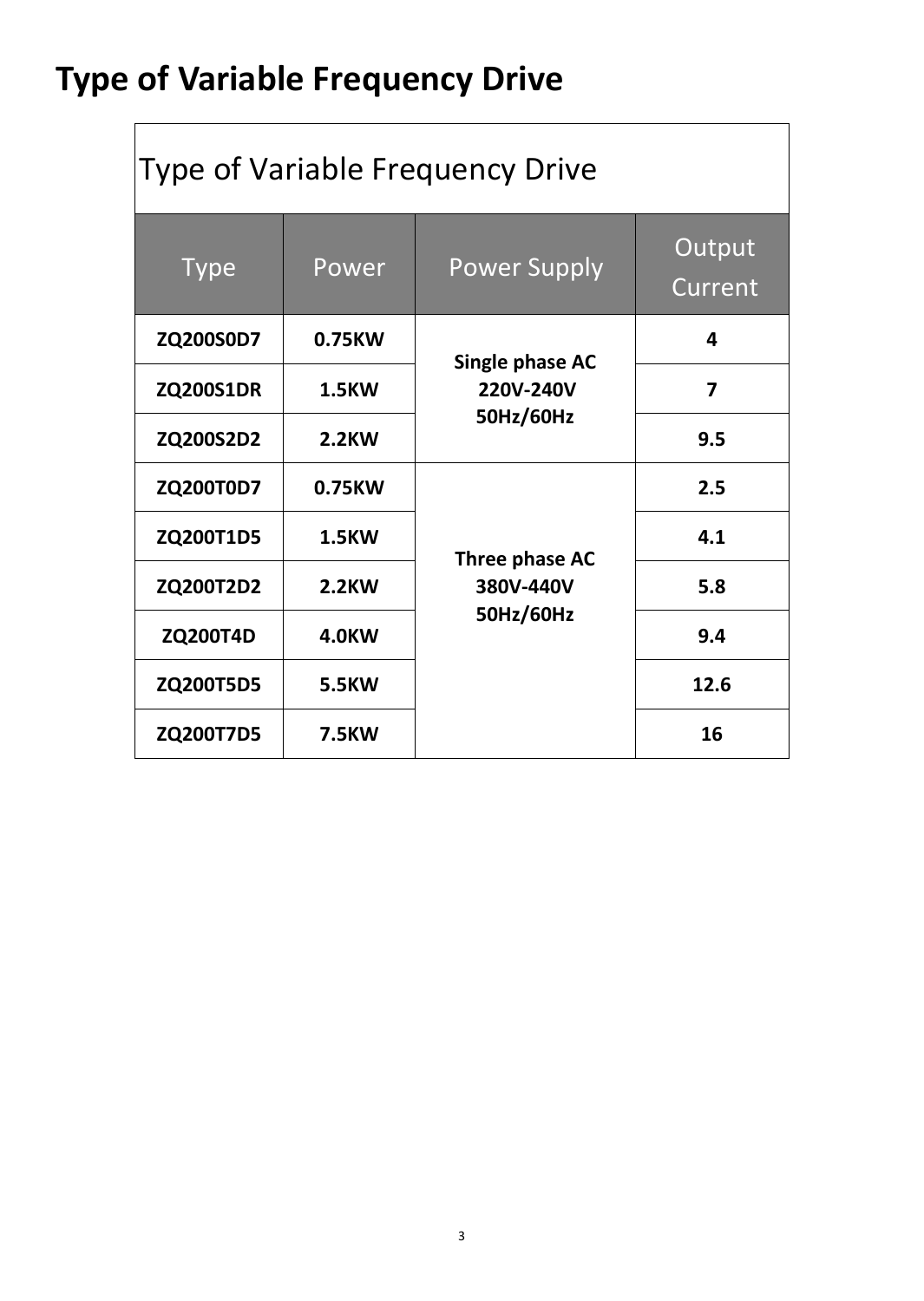# Type of Variable Frequency Drive

| Type of Variable Frequency Drive | | | |
|---|---|---|---|
| **Type** | **Power** | **Power Supply** | **Output Current** |
| **ZQ200S0D7** | **0.75KW** | **Single phase AC 220V-240V 50Hz/60Hz** | **4** |
| **ZQ200S1DR** | **1.5KW** | | **7** |
| **ZQ200S2D2** | **2.2KW** | | **9.5** |
| **ZQ200T0D7** | **0.75KW** | **Three phase AC 380V-440V 50Hz/60Hz** | **2.5** |
| **ZQ200T1D5** | **1.5KW** | | **4.1** |
| **ZQ200T2D2** | **2.2KW** | | **5.8** |
| **ZQ200T4D** | **4.0KW** | | **9.4** |
| **ZQ200T5D5** | **5.5KW** | | **12.6** |
| **ZQ200T7D5** | **7.5KW** | | **16** |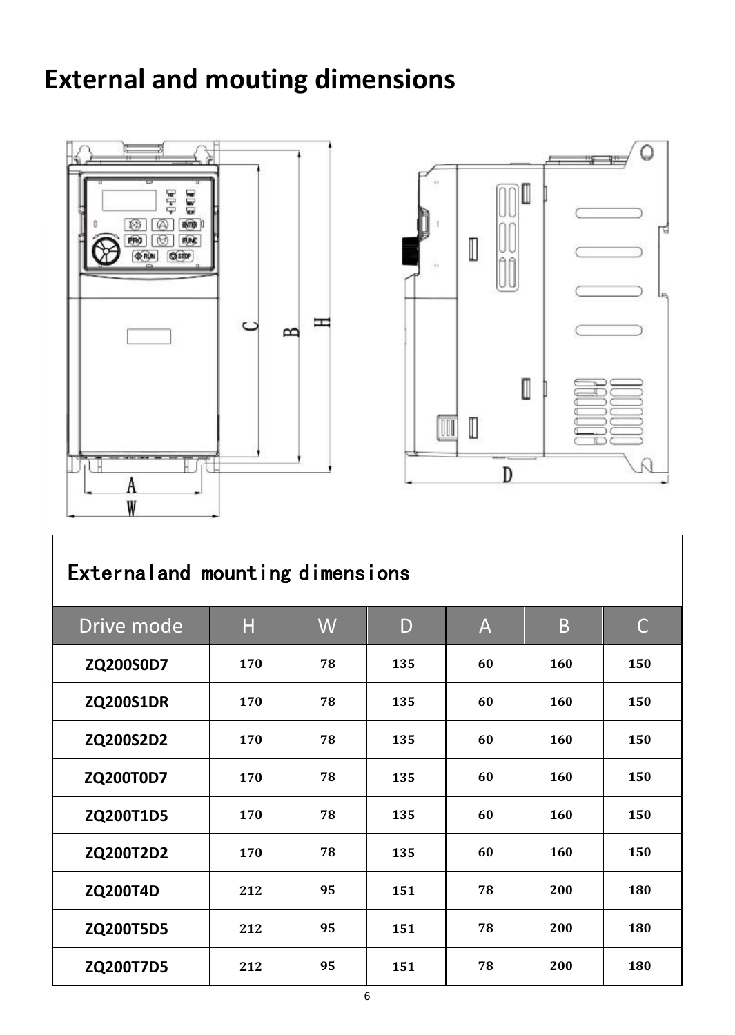# External and mouting dimensions

| Externaland mounting dimensions | | | | | | |
|---|---|---|---|---|---|---|
| Drive mode | H | W | D | A | B | C |
| ZQ200S0D7 | 170 | 78 | 135 | 60 | 160 | 150 |
| ZQ200S1DR | 170 | 78 | 135 | 60 | 160 | 150 |
| ZQ200S2D2 | 170 | 78 | 135 | 60 | 160 | 150 |
| ZQ200T0D7 | 170 | 78 | 135 | 60 | 160 | 150 |
| ZQ200T1D5 | 170 | 78 | 135 | 60 | 160 | 150 |
| ZQ200T2D2 | 170 | 78 | 135 | 60 | 160 | 150 |
| ZQ200T4D | 212 | 95 | 151 | 78 | 200 | 180 |
| ZQ200T5D5 | 212 | 95 | 151 | 78 | 200 | 180 |
| ZQ200T7D5 | 212 | 95 | 151 | 78 | 200 | 180 |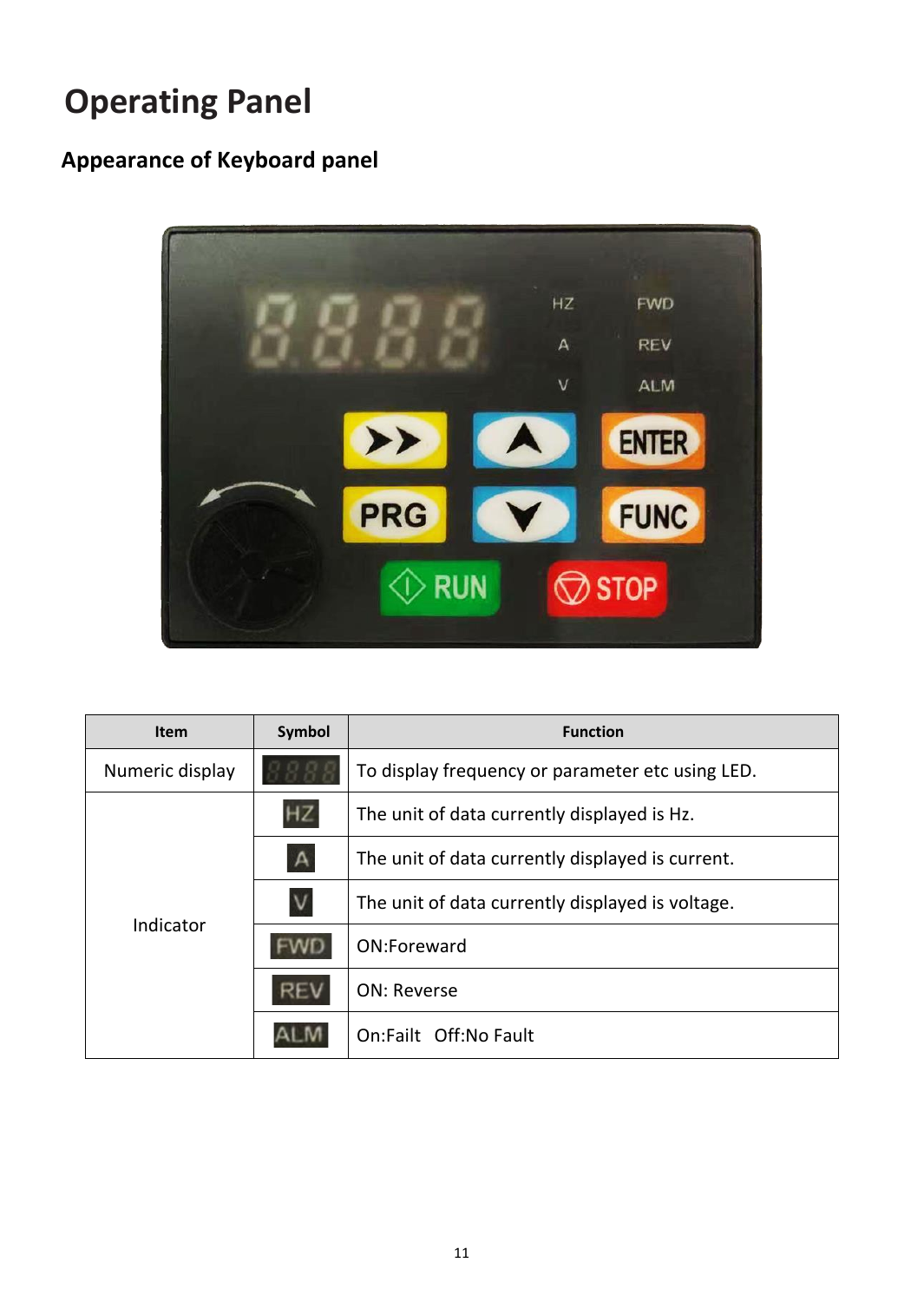# Operating Panel

## Appearance of Keyboard panel

| Item | Symbol | Function |
|---|---|---|
| Numeric display | 8.8.8.8 | To display frequency or parameter etc using LED. |
| Indicator | HZ | The unit of data currently displayed is Hz. |
| | A | The unit of data currently displayed is current. |
| | V | The unit of data currently displayed is voltage. |
| | FWD | ON:Foreward |
| | REV | ON: Reverse |
| | ALM | On:Failt Off:No Fault |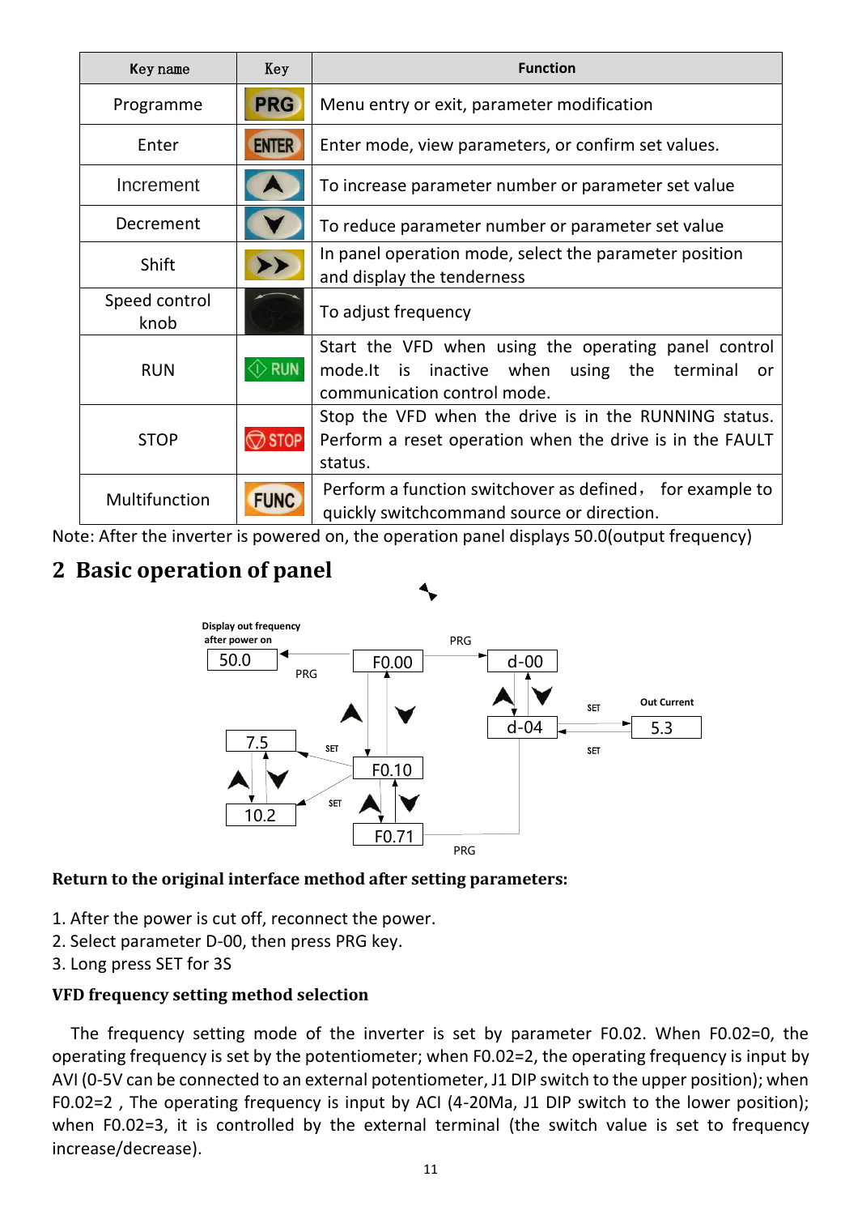| Key name | Key | Function |
|---|---|---|
| Programme | PRG | Menu entry or exit, parameter modification |
| Enter | ENTER | Enter mode, view parameters, or confirm set values. |
| Increment | ▲ | To increase parameter number or parameter set value |
| Decrement | ▼ | To reduce parameter number or parameter set value |
| Shift | >> | In panel operation mode, select the parameter position and display the tenderness |
| Speed control knob | | To adjust frequency |
| RUN | RUN | Start the VFD when using the operating panel control mode.It is inactive when using the terminal or communication control mode. |
| STOP | STOP | Stop the VFD when the drive is in the RUNNING status. Perform a reset operation when the drive is in the FAULT status. |
| Multifunction | FUNC | Perform a function switchover as defined， for example to quickly switchcommand source or direction. |

Note: After the inverter is powered on, the operation panel displays 50.0(output frequency)

## 2 Basic operation of panel

Display out frequency after power on

50.0 ← PRG — F0.00 — PRG → d-00

F0.00 ▲▼ F0.10 ▲▼ F0.71

F0.10 — SET → 7.5 ▲▼ 10.2 — SET → F0.10

d-00 ▲▼ d-04 — SET → Out Current 5.3 — SET → d-04

F0.71 — PRG → d-04

**Return to the original interface method after setting parameters:**

1. After the power is cut off, reconnect the power.
2. Select parameter D-00, then press PRG key.
3. Long press SET for 3S

**VFD frequency setting method selection**

The frequency setting mode of the inverter is set by parameter F0.02. When F0.02=0, the operating frequency is set by the potentiometer; when F0.02=2, the operating frequency is input by AVI (0-5V can be connected to an external potentiometer, J1 DIP switch to the upper position); when F0.02=2 , The operating frequency is input by ACI (4-20Ma, J1 DIP switch to the lower position); when F0.02=3, it is controlled by the external terminal (the switch value is set to frequency increase/decrease).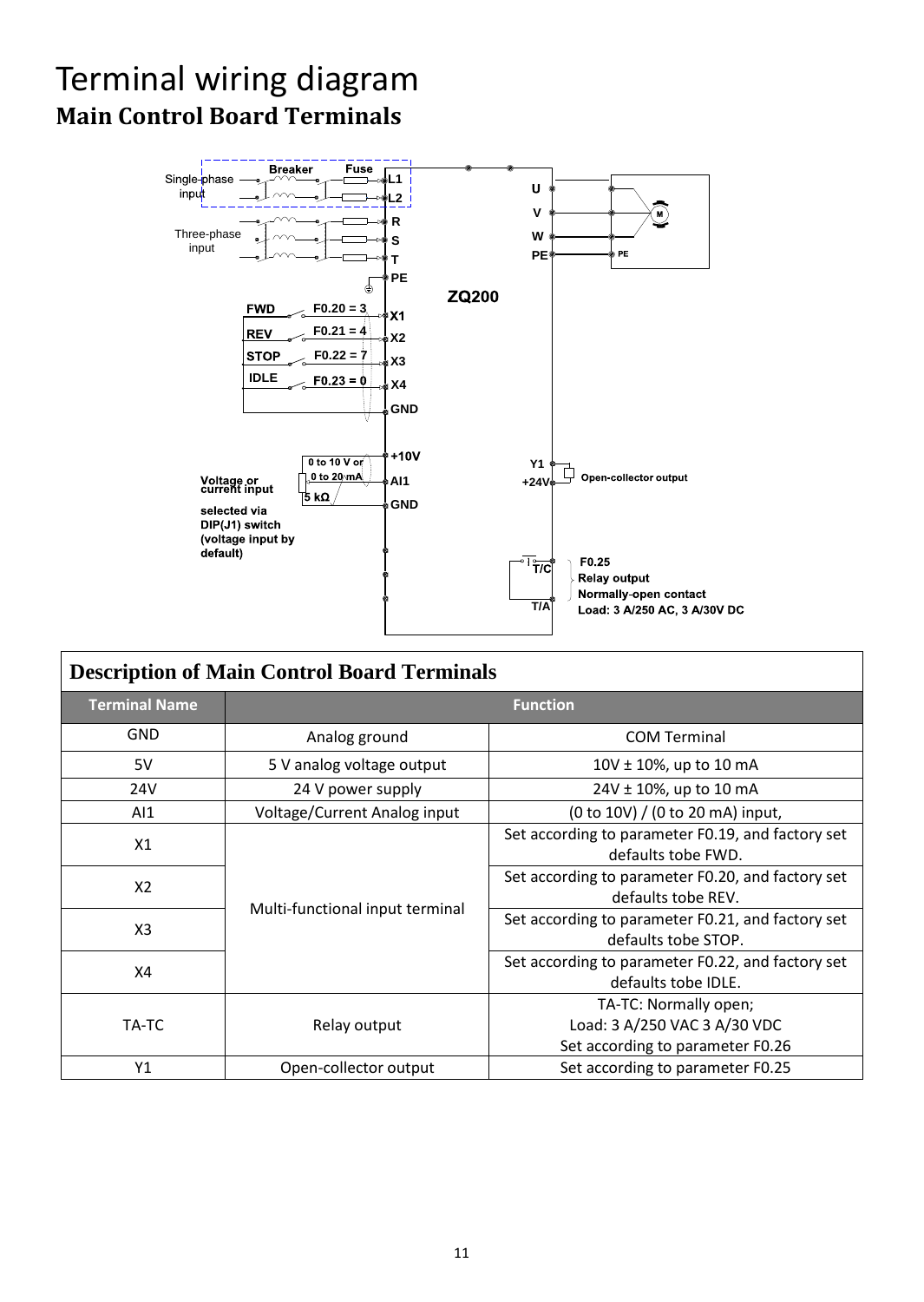# Terminal wiring diagram

## Main Control Board Terminals

Single-phase input | Breaker | Fuse | L1 | L2

Three-phase input | R | S | T | PE

ZQ200

U | V | W | PE | M | PE

FWD F0.20 = 3 X1

REV F0.21 = 4 X2

STOP F0.22 = 7 X3

IDLE F0.23 = 0 X4

GND

+10V

0 to 10 V or 0 to 20 mA

5 kΩ

AI1

GND

Voltage or current input selected via DIP(J1) switch (voltage input by default)

Y1 | +24V | Open-collector output

T/C | T/A

F0.25
Relay output
Normally-open contact
Load: 3 A/250 AC, 3 A/30V DC

**Description of Main Control Board Terminals**

| Terminal Name | Function | |
|---|---|---|
| GND | Analog ground | COM Terminal |
| 5V | 5 V analog voltage output | 10V ± 10%, up to 10 mA |
| 24V | 24 V power supply | 24V ± 10%, up to 10 mA |
| AI1 | Voltage/Current Analog input | (0 to 10V) / (0 to 20 mA) input, |
| X1 | Multi-functional input terminal | Set according to parameter F0.19, and factory set defaults tobe FWD. |
| X2 | | Set according to parameter F0.20, and factory set defaults tobe REV. |
| X3 | | Set according to parameter F0.21, and factory set defaults tobe STOP. |
| X4 | | Set according to parameter F0.22, and factory set defaults tobe IDLE. |
| TA-TC | Relay output | TA-TC: Normally open;<br>Load: 3 A/250 VAC 3 A/30 VDC<br>Set according to parameter F0.26 |
| Y1 | Open-collector output | Set according to parameter F0.25 |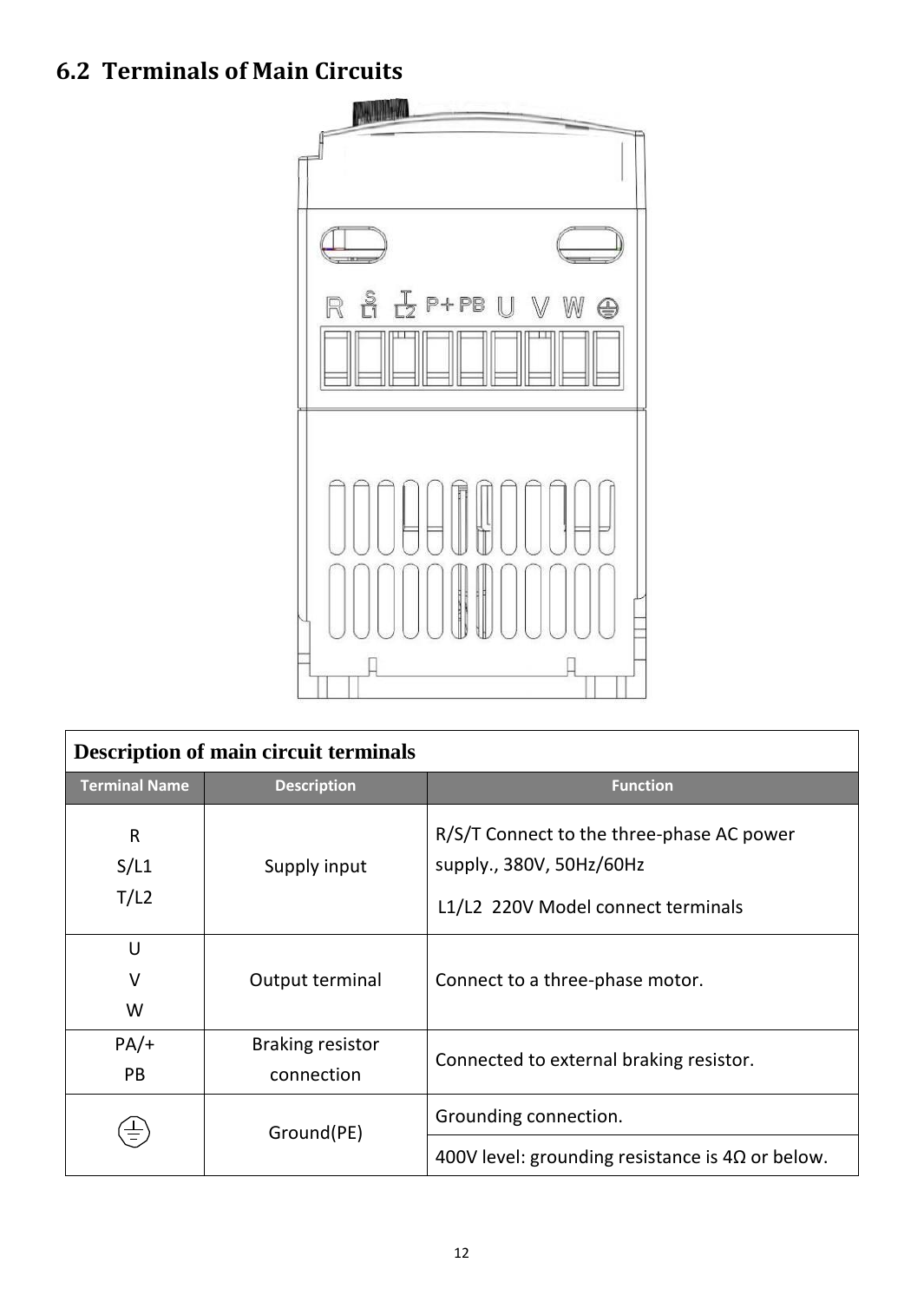## 6.2 Terminals of Main Circuits

| Description of main circuit terminals | | |
|---|---|---|
| **Terminal Name** | **Description** | **Function** |
| R<br>S/L1<br>T/L2 | Supply input | R/S/T Connect to the three-phase AC power supply., 380V, 50Hz/60Hz<br>L1/L2 220V Model connect terminals |
| U<br>V<br>W | Output terminal | Connect to a three-phase motor. |
| PA/+<br>PB | Braking resistor connection | Connected to external braking resistor. |
| ⏚ | Ground(PE) | Grounding connection.<br>400V level: grounding resistance is 4Ω or below. |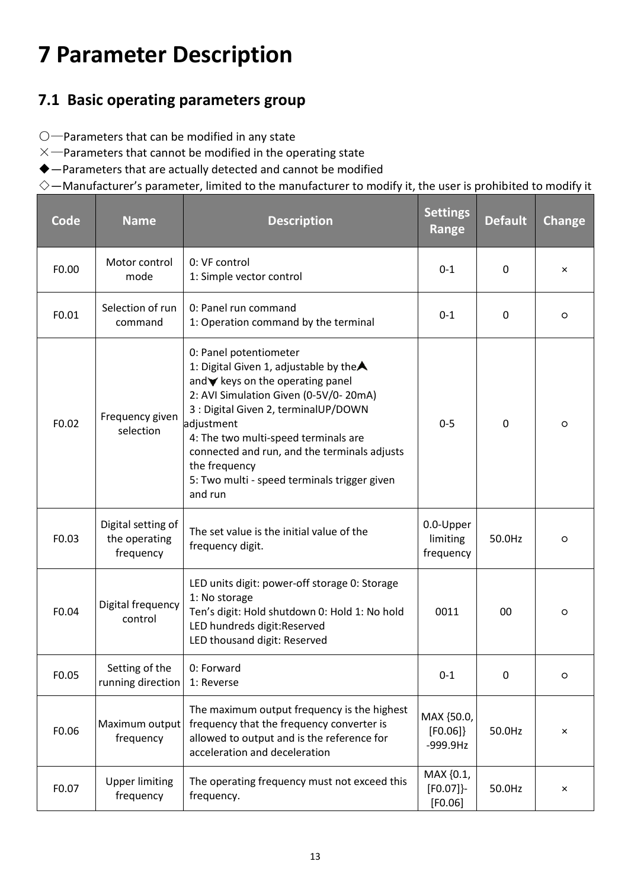# 7 Parameter Description

## 7.1 Basic operating parameters group

○—Parameters that can be modified in any state

×—Parameters that cannot be modified in the operating state

◆—Parameters that are actually detected and cannot be modified

◇—Manufacturer's parameter, limited to the manufacturer to modify it, the user is prohibited to modify it

| Code | Name | Description | Settings Range | Default | Change |
|---|---|---|---|---|---|
| F0.00 | Motor control mode | 0: VF control<br>1: Simple vector control | 0-1 | 0 | × |
| F0.01 | Selection of run command | 0: Panel run command<br>1: Operation command by the terminal | 0-1 | 0 | ○ |
| F0.02 | Frequency given selection | 0: Panel potentiometer<br>1: Digital Given 1, adjustable by the ▲ and ▼ keys on the operating panel<br>2: AVI Simulation Given (0-5V/0- 20mA)<br>3 : Digital Given 2, terminalUP/DOWN adjustment<br>4: The two multi-speed terminals are connected and run, and the terminals adjusts the frequency<br>5: Two multi - speed terminals trigger given and run | 0-5 | 0 | ○ |
| F0.03 | Digital setting of the operating frequency | The set value is the initial value of the frequency digit. | 0.0-Upper limiting frequency | 50.0Hz | ○ |
| F0.04 | Digital frequency control | LED units digit: power-off storage 0: Storage 1: No storage<br>Ten's digit: Hold shutdown 0: Hold 1: No hold<br>LED hundreds digit:Reserved<br>LED thousand digit: Reserved | 0011 | 00 | ○ |
| F0.05 | Setting of the running direction | 0: Forward<br>1: Reverse | 0-1 | 0 | ○ |
| F0.06 | Maximum output frequency | The maximum output frequency is the highest frequency that the frequency converter is allowed to output and is the reference for acceleration and deceleration | MAX {50.0, [F0.06]} -999.9Hz | 50.0Hz | × |
| F0.07 | Upper limiting frequency | The operating frequency must not exceed this frequency. | MAX {0.1, [F0.07]}-[F0.06] | 50.0Hz | × |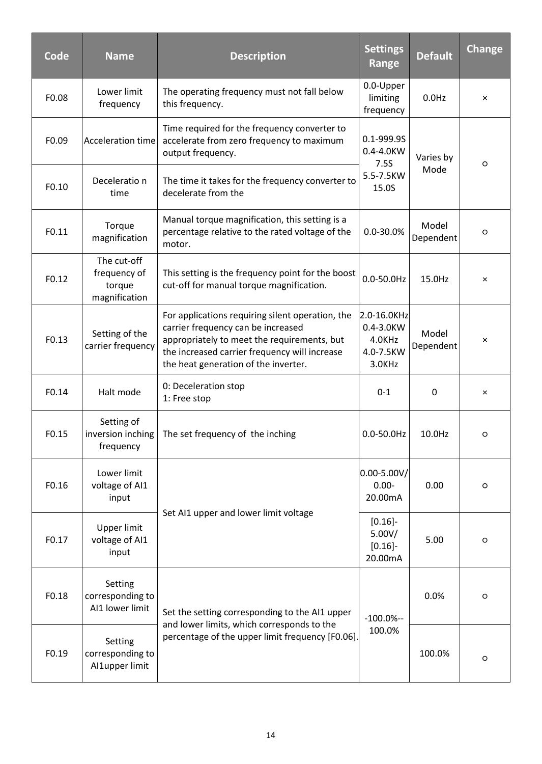| Code | Name | Description | Settings Range | Default | Change |
|---|---|---|---|---|---|
| F0.08 | Lower limit frequency | The operating frequency must not fall below this frequency. | 0.0-Upper limiting frequency | 0.0Hz | × |
| F0.09 | Acceleration time | Time required for the frequency converter to accelerate from zero frequency to maximum output frequency. | 0.1-999.9S 0.4-4.0KW 7.5S 5.5-7.5KW 15.0S | Varies by Mode | ○ |
| F0.10 | Deceleratio n time | The time it takes for the frequency converter to decelerate from the | | | |
| F0.11 | Torque magnification | Manual torque magnification, this setting is a percentage relative to the rated voltage of the motor. | 0.0-30.0% | Model Dependent | ○ |
| F0.12 | The cut-off frequency of torque magnification | This setting is the frequency point for the boost cut-off for manual torque magnification. | 0.0-50.0Hz | 15.0Hz | × |
| F0.13 | Setting of the carrier frequency | For applications requiring silent operation, the carrier frequency can be increased appropriately to meet the requirements, but the increased carrier frequency will increase the heat generation of the inverter. | 2.0-16.0KHz 0.4-3.0KW 4.0KHz 4.0-7.5KW 3.0KHz | Model Dependent | × |
| F0.14 | Halt mode | 0: Deceleration stop<br>1: Free stop | 0-1 | 0 | × |
| F0.15 | Setting of inversion inching frequency | The set frequency of the inching | 0.0-50.0Hz | 10.0Hz | ○ |
| F0.16 | Lower limit voltage of AI1 input | Set AI1 upper and lower limit voltage | 0.00-5.00V/ 0.00-20.00mA | 0.00 | ○ |
| F0.17 | Upper limit voltage of AI1 input | | [0.16]-5.00V/ [0.16]-20.00mA | 5.00 | ○ |
| F0.18 | Setting corresponding to AI1 lower limit | Set the setting corresponding to the AI1 upper and lower limits, which corresponds to the percentage of the upper limit frequency [F0.06]. | -100.0%--100.0% | 0.0% | ○ |
| F0.19 | Setting corresponding to AI1upper limit | | | 100.0% | ○ |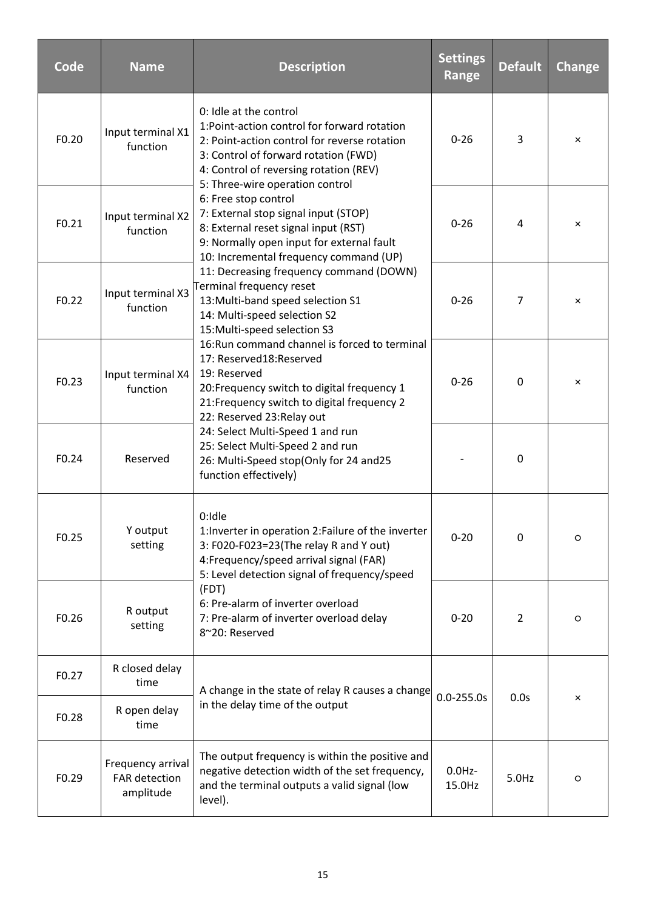| Code | Name | Description | Settings Range | Default | Change |
|---|---|---|---|---|---|
| F0.20 | Input terminal X1 function | 0: Idle at the control<br>1:Point-action control for forward rotation<br>2: Point-action control for reverse rotation<br>3: Control of forward rotation (FWD)<br>4: Control of reversing rotation (REV)<br>5: Three-wire operation control<br>6: Free stop control<br>7: External stop signal input (STOP)<br>8: External reset signal input (RST)<br>9: Normally open input for external fault<br>10: Incremental frequency command (UP)<br>11: Decreasing frequency command (DOWN)<br>Terminal frequency reset<br>13:Multi-band speed selection S1<br>14: Multi-speed selection S2<br>15:Multi-speed selection S3<br>16:Run command channel is forced to terminal<br>17: Reserved18:Reserved<br>19: Reserved<br>20:Frequency switch to digital frequency 1<br>21:Frequency switch to digital frequency 2<br>22: Reserved 23:Relay out<br>24: Select Multi-Speed 1 and run<br>25: Select Multi-Speed 2 and run<br>26: Multi-Speed stop(Only for 24 and25 function effectively) | 0-26 | 3 | × |
| F0.21 | Input terminal X2 function | | 0-26 | 4 | × |
| F0.22 | Input terminal X3 function | | 0-26 | 7 | × |
| F0.23 | Input terminal X4 function | | 0-26 | 0 | × |
| F0.24 | Reserved | | - | 0 | |
| F0.25 | Y output setting | 0:Idle<br>1:Inverter in operation 2:Failure of the inverter<br>3: F020-F023=23(The relay R and Y out)<br>4:Frequency/speed arrival signal (FAR)<br>5: Level detection signal of frequency/speed (FDT)<br>6: Pre-alarm of inverter overload<br>7: Pre-alarm of inverter overload delay<br>8~20: Reserved | 0-20 | 0 | ○ |
| F0.26 | R output setting | | 0-20 | 2 | ○ |
| F0.27 | R closed delay time | A change in the state of relay R causes a change in the delay time of the output | 0.0-255.0s | 0.0s | × |
| F0.28 | R open delay time | | | | |
| F0.29 | Frequency arrival FAR detection amplitude | The output frequency is within the positive and negative detection width of the set frequency, and the terminal outputs a valid signal (low level). | 0.0Hz-15.0Hz | 5.0Hz | ○ |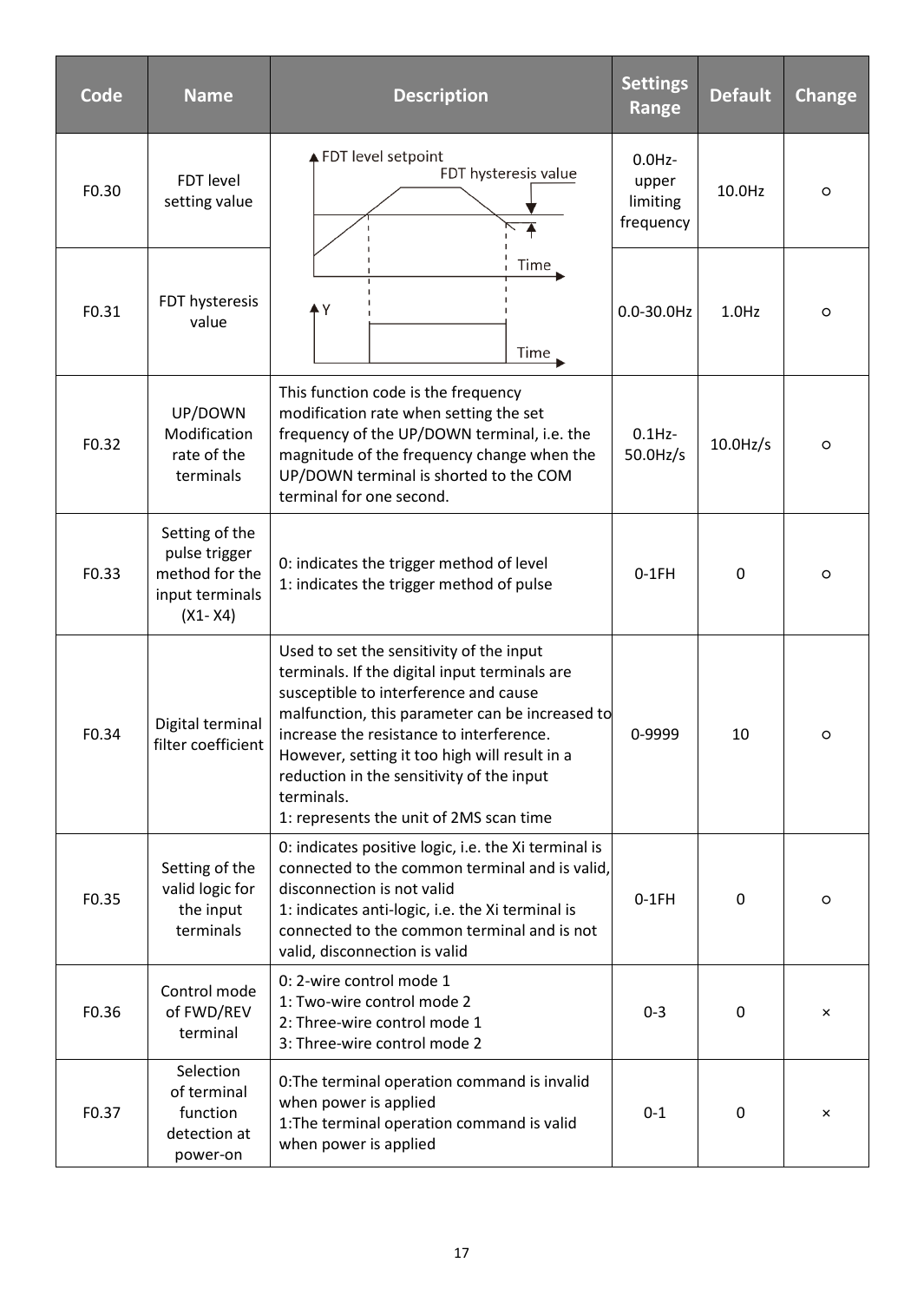| Code | Name | Description | Settings Range | Default | Change |
|---|---|---|---|---|---|
| F0.30 | FDT level setting value | FDT level setpoint; FDT hysteresis value; Time; Y; Time | 0.0Hz-upper limiting frequency | 10.0Hz | ○ |
| F0.31 | FDT hysteresis value | | 0.0-30.0Hz | 1.0Hz | ○ |
| F0.32 | UP/DOWN Modification rate of the terminals | This function code is the frequency modification rate when setting the set frequency of the UP/DOWN terminal, i.e. the magnitude of the frequency change when the UP/DOWN terminal is shorted to the COM terminal for one second. | 0.1Hz-50.0Hz/s | 10.0Hz/s | ○ |
| F0.33 | Setting of the pulse trigger method for the input terminals (X1- X4) | 0: indicates the trigger method of level<br>1: indicates the trigger method of pulse | 0-1FH | 0 | ○ |
| F0.34 | Digital terminal filter coefficient | Used to set the sensitivity of the input terminals. If the digital input terminals are susceptible to interference and cause malfunction, this parameter can be increased to increase the resistance to interference. However, setting it too high will result in a reduction in the sensitivity of the input terminals.<br>1: represents the unit of 2MS scan time | 0-9999 | 10 | ○ |
| F0.35 | Setting of the valid logic for the input terminals | 0: indicates positive logic, i.e. the Xi terminal is connected to the common terminal and is valid, disconnection is not valid<br>1: indicates anti-logic, i.e. the Xi terminal is connected to the common terminal and is not valid, disconnection is valid | 0-1FH | 0 | ○ |
| F0.36 | Control mode of FWD/REV terminal | 0: 2-wire control mode 1<br>1: Two-wire control mode 2<br>2: Three-wire control mode 1<br>3: Three-wire control mode 2 | 0-3 | 0 | × |
| F0.37 | Selection of terminal function detection at power-on | 0:The terminal operation command is invalid when power is applied<br>1:The terminal operation command is valid when power is applied | 0-1 | 0 | × |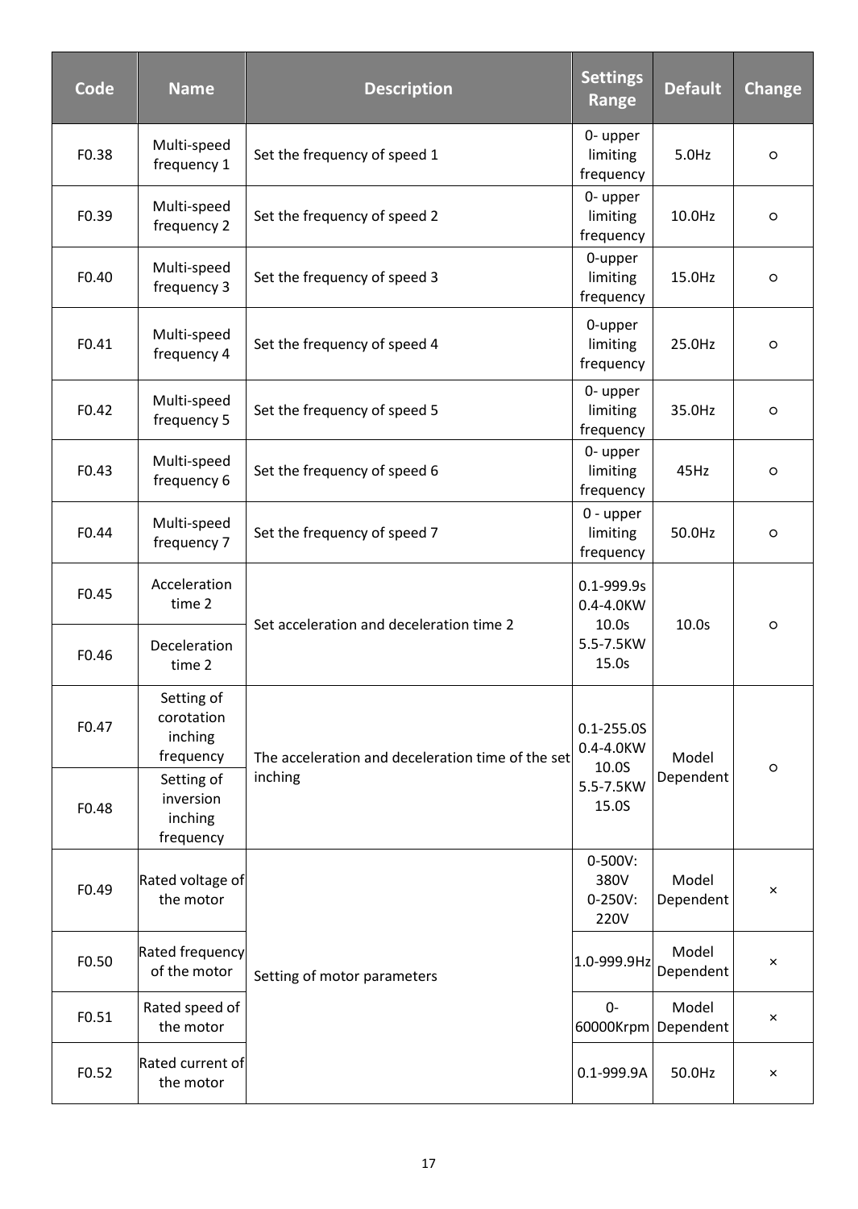| Code | Name | Description | Settings Range | Default | Change |
|---|---|---|---|---|---|
| F0.38 | Multi-speed frequency 1 | Set the frequency of speed 1 | 0- upper limiting frequency | 5.0Hz | ○ |
| F0.39 | Multi-speed frequency 2 | Set the frequency of speed 2 | 0- upper limiting frequency | 10.0Hz | ○ |
| F0.40 | Multi-speed frequency 3 | Set the frequency of speed 3 | 0-upper limiting frequency | 15.0Hz | ○ |
| F0.41 | Multi-speed frequency 4 | Set the frequency of speed 4 | 0-upper limiting frequency | 25.0Hz | ○ |
| F0.42 | Multi-speed frequency 5 | Set the frequency of speed 5 | 0- upper limiting frequency | 35.0Hz | ○ |
| F0.43 | Multi-speed frequency 6 | Set the frequency of speed 6 | 0- upper limiting frequency | 45Hz | ○ |
| F0.44 | Multi-speed frequency 7 | Set the frequency of speed 7 | 0 - upper limiting frequency | 50.0Hz | ○ |
| F0.45 | Acceleration time 2 | Set acceleration and deceleration time 2 | 0.1-999.9s 0.4-4.0KW 10.0s 5.5-7.5KW 15.0s | 10.0s | ○ |
| F0.46 | Deceleration time 2 | | | | |
| F0.47 | Setting of corotation inching frequency | The acceleration and deceleration time of the set inching | 0.1-255.0S 0.4-4.0KW 10.0S 5.5-7.5KW 15.0S | Model Dependent | ○ |
| F0.48 | Setting of inversion inching frequency | | | | |
| F0.49 | Rated voltage of the motor | Setting of motor parameters | 0-500V: 380V 0-250V: 220V | Model Dependent | × |
| F0.50 | Rated frequency of the motor | | 1.0-999.9Hz | Model Dependent | × |
| F0.51 | Rated speed of the motor | | 0-60000Krpm | Model Dependent | × |
| F0.52 | Rated current of the motor | | 0.1-999.9A | 50.0Hz | × |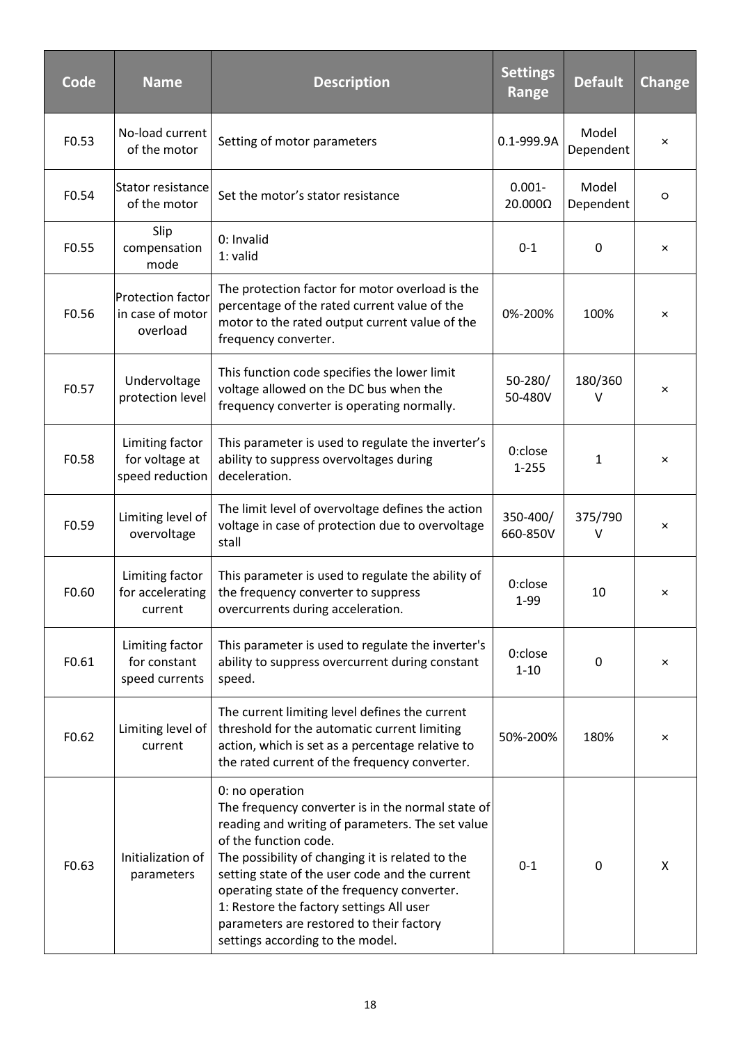| Code | Name | Description | Settings Range | Default | Change |
|---|---|---|---|---|---|
| F0.53 | No-load current of the motor | Setting of motor parameters | 0.1-999.9A | Model Dependent | × |
| F0.54 | Stator resistance of the motor | Set the motor's stator resistance | 0.001-20.000Ω | Model Dependent | ○ |
| F0.55 | Slip compensation mode | 0: Invalid<br>1: valid | 0-1 | 0 | × |
| F0.56 | Protection factor in case of motor overload | The protection factor for motor overload is the percentage of the rated current value of the motor to the rated output current value of the frequency converter. | 0%-200% | 100% | × |
| F0.57 | Undervoltage protection level | This function code specifies the lower limit voltage allowed on the DC bus when the frequency converter is operating normally. | 50-280/ 50-480V | 180/360 V | × |
| F0.58 | Limiting factor for voltage at speed reduction | This parameter is used to regulate the inverter's ability to suppress overvoltages during deceleration. | 0:close<br>1-255 | 1 | × |
| F0.59 | Limiting level of overvoltage | The limit level of overvoltage defines the action voltage in case of protection due to overvoltage stall | 350-400/ 660-850V | 375/790 V | × |
| F0.60 | Limiting factor for accelerating current | This parameter is used to regulate the ability of the frequency converter to suppress overcurrents during acceleration. | 0:close<br>1-99 | 10 | × |
| F0.61 | Limiting factor for constant speed currents | This parameter is used to regulate the inverter's ability to suppress overcurrent during constant speed. | 0:close<br>1-10 | 0 | × |
| F0.62 | Limiting level of current | The current limiting level defines the current threshold for the automatic current limiting action, which is set as a percentage relative to the rated current of the frequency converter. | 50%-200% | 180% | × |
| F0.63 | Initialization of parameters | 0: no operation<br>The frequency converter is in the normal state of reading and writing of parameters. The set value of the function code.<br>The possibility of changing it is related to the setting state of the user code and the current operating state of the frequency converter.<br>1: Restore the factory settings All user parameters are restored to their factory settings according to the model. | 0-1 | 0 | X |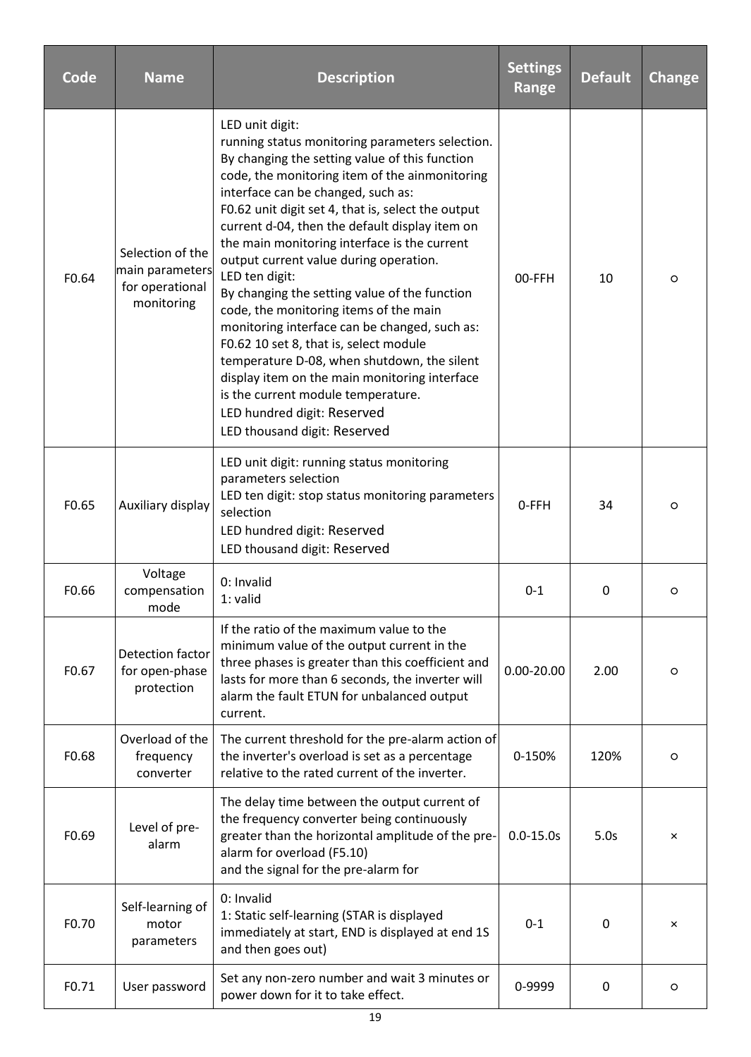| Code | Name | Description | Settings Range | Default | Change |
|---|---|---|---|---|---|
| F0.64 | Selection of the main parameters for operational monitoring | LED unit digit:<br>running status monitoring parameters selection. By changing the setting value of this function code, the monitoring item of the ainmonitoring interface can be changed, such as:<br>F0.62 unit digit set 4, that is, select the output current d-04, then the default display item on the main monitoring interface is the current output current value during operation.<br>LED ten digit:<br>By changing the setting value of the function code, the monitoring items of the main monitoring interface can be changed, such as:<br>F0.62 10 set 8, that is, select module temperature D-08, when shutdown, the silent display item on the main monitoring interface is the current module temperature.<br>LED hundred digit: Reserved<br>LED thousand digit: Reserved | 00-FFH | 10 | ○ |
| F0.65 | Auxiliary display | LED unit digit: running status monitoring parameters selection<br>LED ten digit: stop status monitoring parameters selection<br>LED hundred digit: Reserved<br>LED thousand digit: Reserved | 0-FFH | 34 | ○ |
| F0.66 | Voltage compensation mode | 0: Invalid<br>1: valid | 0-1 | 0 | ○ |
| F0.67 | Detection factor for open-phase protection | If the ratio of the maximum value to the minimum value of the output current in the three phases is greater than this coefficient and lasts for more than 6 seconds, the inverter will alarm the fault ETUN for unbalanced output current. | 0.00-20.00 | 2.00 | ○ |
| F0.68 | Overload of the frequency converter | The current threshold for the pre-alarm action of the inverter's overload is set as a percentage relative to the rated current of the inverter. | 0-150% | 120% | ○ |
| F0.69 | Level of pre-alarm | The delay time between the output current of the frequency converter being continuously greater than the horizontal amplitude of the pre-alarm for overload (F5.10)<br>and the signal for the pre-alarm for | 0.0-15.0s | 5.0s | × |
| F0.70 | Self-learning of motor parameters | 0: Invalid<br>1: Static self-learning (STAR is displayed immediately at start, END is displayed at end 1S and then goes out) | 0-1 | 0 | × |
| F0.71 | User password | Set any non-zero number and wait 3 minutes or power down for it to take effect. | 0-9999 | 0 | ○ |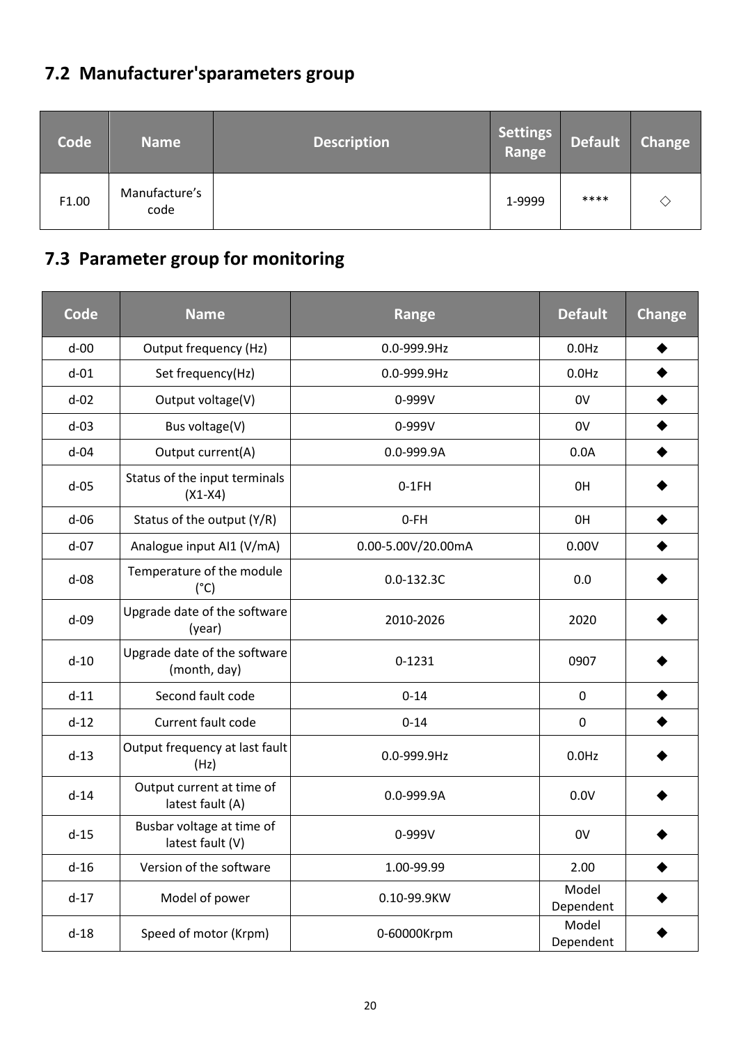## 7.2 Manufacturer'sparameters group

| Code | Name | Description | Settings Range | Default | Change |
|---|---|---|---|---|---|
| F1.00 | Manufacture's code | | 1-9999 | **** | ◇ |

## 7.3 Parameter group for monitoring

| Code | Name | Range | Default | Change |
|---|---|---|---|---|
| d-00 | Output frequency (Hz) | 0.0-999.9Hz | 0.0Hz | ◆ |
| d-01 | Set frequency(Hz) | 0.0-999.9Hz | 0.0Hz | ◆ |
| d-02 | Output voltage(V) | 0-999V | 0V | ◆ |
| d-03 | Bus voltage(V) | 0-999V | 0V | ◆ |
| d-04 | Output current(A) | 0.0-999.9A | 0.0A | ◆ |
| d-05 | Status of the input terminals (X1-X4) | 0-1FH | 0H | ◆ |
| d-06 | Status of the output (Y/R) | 0-FH | 0H | ◆ |
| d-07 | Analogue input AI1 (V/mA) | 0.00-5.00V/20.00mA | 0.00V | ◆ |
| d-08 | Temperature of the module (°C) | 0.0-132.3C | 0.0 | ◆ |
| d-09 | Upgrade date of the software (year) | 2010-2026 | 2020 | ◆ |
| d-10 | Upgrade date of the software (month, day) | 0-1231 | 0907 | ◆ |
| d-11 | Second fault code | 0-14 | 0 | ◆ |
| d-12 | Current fault code | 0-14 | 0 | ◆ |
| d-13 | Output frequency at last fault (Hz) | 0.0-999.9Hz | 0.0Hz | ◆ |
| d-14 | Output current at time of latest fault (A) | 0.0-999.9A | 0.0V | ◆ |
| d-15 | Busbar voltage at time of latest fault (V) | 0-999V | 0V | ◆ |
| d-16 | Version of the software | 1.00-99.99 | 2.00 | ◆ |
| d-17 | Model of power | 0.10-99.9KW | Model Dependent | ◆ |
| d-18 | Speed of motor (Krpm) | 0-60000Krpm | Model Dependent | ◆ |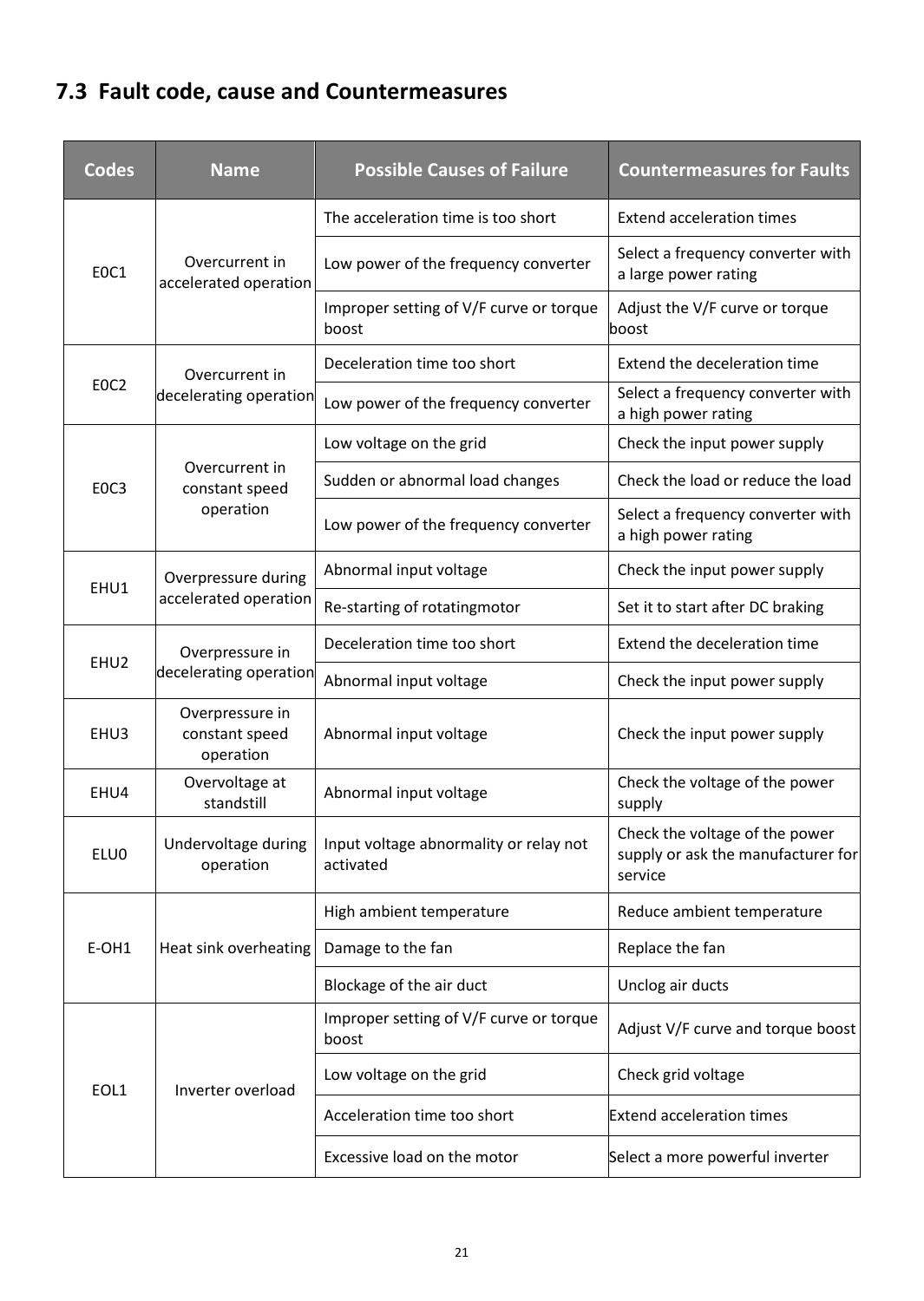## 7.3 Fault code, cause and Countermeasures

| Codes | Name | Possible Causes of Failure | Countermeasures for Faults |
|---|---|---|---|
| E0C1 | Overcurrent in accelerated operation | The acceleration time is too short | Extend acceleration times |
| | | Low power of the frequency converter | Select a frequency converter with a large power rating |
| | | Improper setting of V/F curve or torque boost | Adjust the V/F curve or torque boost |
| E0C2 | Overcurrent in decelerating operation | Deceleration time too short | Extend the deceleration time |
| | | Low power of the frequency converter | Select a frequency converter with a high power rating |
| E0C3 | Overcurrent in constant speed operation | Low voltage on the grid | Check the input power supply |
| | | Sudden or abnormal load changes | Check the load or reduce the load |
| | | Low power of the frequency converter | Select a frequency converter with a high power rating |
| EHU1 | Overpressure during accelerated operation | Abnormal input voltage | Check the input power supply |
| | | Re-starting of rotatingmotor | Set it to start after DC braking |
| EHU2 | Overpressure in decelerating operation | Deceleration time too short | Extend the deceleration time |
| | | Abnormal input voltage | Check the input power supply |
| EHU3 | Overpressure in constant speed operation | Abnormal input voltage | Check the input power supply |
| EHU4 | Overvoltage at standstill | Abnormal input voltage | Check the voltage of the power supply |
| ELU0 | Undervoltage during operation | Input voltage abnormality or relay not activated | Check the voltage of the power supply or ask the manufacturer for service |
| E-OH1 | Heat sink overheating | High ambient temperature | Reduce ambient temperature |
| | | Damage to the fan | Replace the fan |
| | | Blockage of the air duct | Unclog air ducts |
| EOL1 | Inverter overload | Improper setting of V/F curve or torque boost | Adjust V/F curve and torque boost |
| | | Low voltage on the grid | Check grid voltage |
| | | Acceleration time too short | Extend acceleration times |
| | | Excessive load on the motor | Select a more powerful inverter |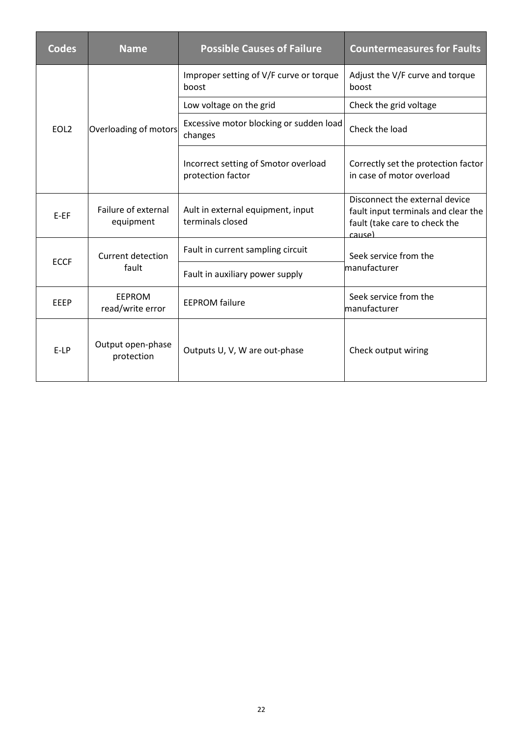| Codes | Name | Possible Causes of Failure | Countermeasures for Faults |
| --- | --- | --- | --- |
| EOL2 | Overloading of motors | Improper setting of V/F curve or torque boost | Adjust the V/F curve and torque boost |
| | | Low voltage on the grid | Check the grid voltage |
| | | Excessive motor blocking or sudden load changes | Check the load |
| | | Incorrect setting of Smotor overload protection factor | Correctly set the protection factor in case of motor overload |
| E-EF | Failure of external equipment | Ault in external equipment, input terminals closed | Disconnect the external device fault input terminals and clear the fault (take care to check the cause) |
| ECCF | Current detection fault | Fault in current sampling circuit | Seek service from the manufacturer |
| | | Fault in auxiliary power supply | |
| EEEP | EEPROM read/write error | EEPROM failure | Seek service from the manufacturer |
| E-LP | Output open-phase protection | Outputs U, V, W are out-phase | Check output wiring |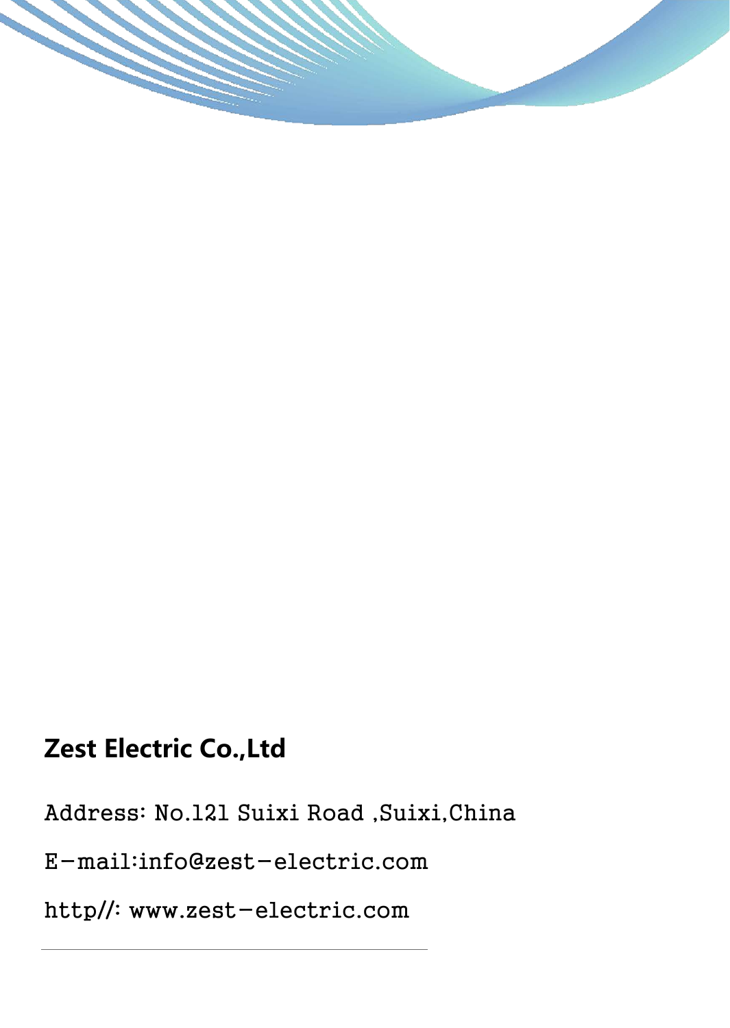**Zest Electric Co.,Ltd**

Address: No.121 Suixi Road ,Suixi,China

E-mail:info@zest-electric.com

http//: www.zest-electric.com